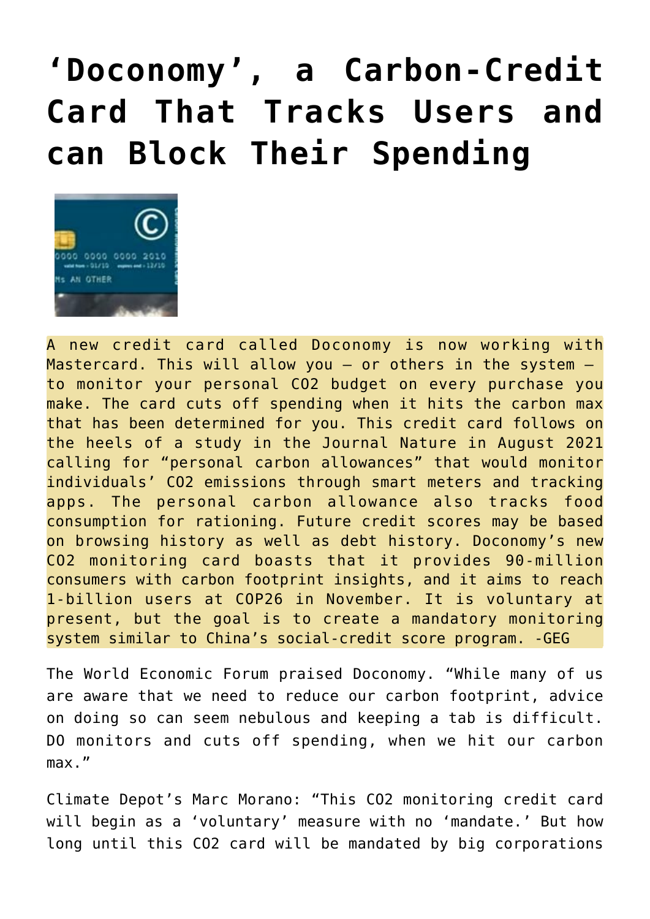# ‘Doconomy’, a Carbon-Credit Card That Tracks Users and can Block Their Spending

A new credit card called Doconomy is now working with Mastercard. This will allow you – or others in the system – to monitor your personal CO2 budget on every purchase you make. The card cuts off spending when it hits the carbon max that has been determined for you. This credit card follows on the heels of a study in the Journal Nature in August 2021 calling for “personal carbon allowances” that would monitor individuals’ CO2 emissions through smart meters and tracking apps. The personal carbon allowance also tracks food consumption for rationing. Future credit scores may be based on browsing history as well as debt history. Doconomy’s new CO2 monitoring card boasts that it provides 90-million consumers with carbon footprint insights, and it aims to reach 1-billion users at COP26 in November. It is voluntary at present, but the goal is to create a mandatory monitoring system similar to China’s social-credit score program. -GEG

The World Economic Forum praised Doconomy. “While many of us are aware that we need to reduce our carbon footprint, advice on doing so can seem nebulous and keeping a tab is difficult. DO monitors and cuts off spending, when we hit our carbon max.”

Climate Depot’s Marc Morano: “This CO2 monitoring credit card will begin as a ‘voluntary’ measure with no ‘mandate.’ But how long until this CO2 card will be mandated by big corporations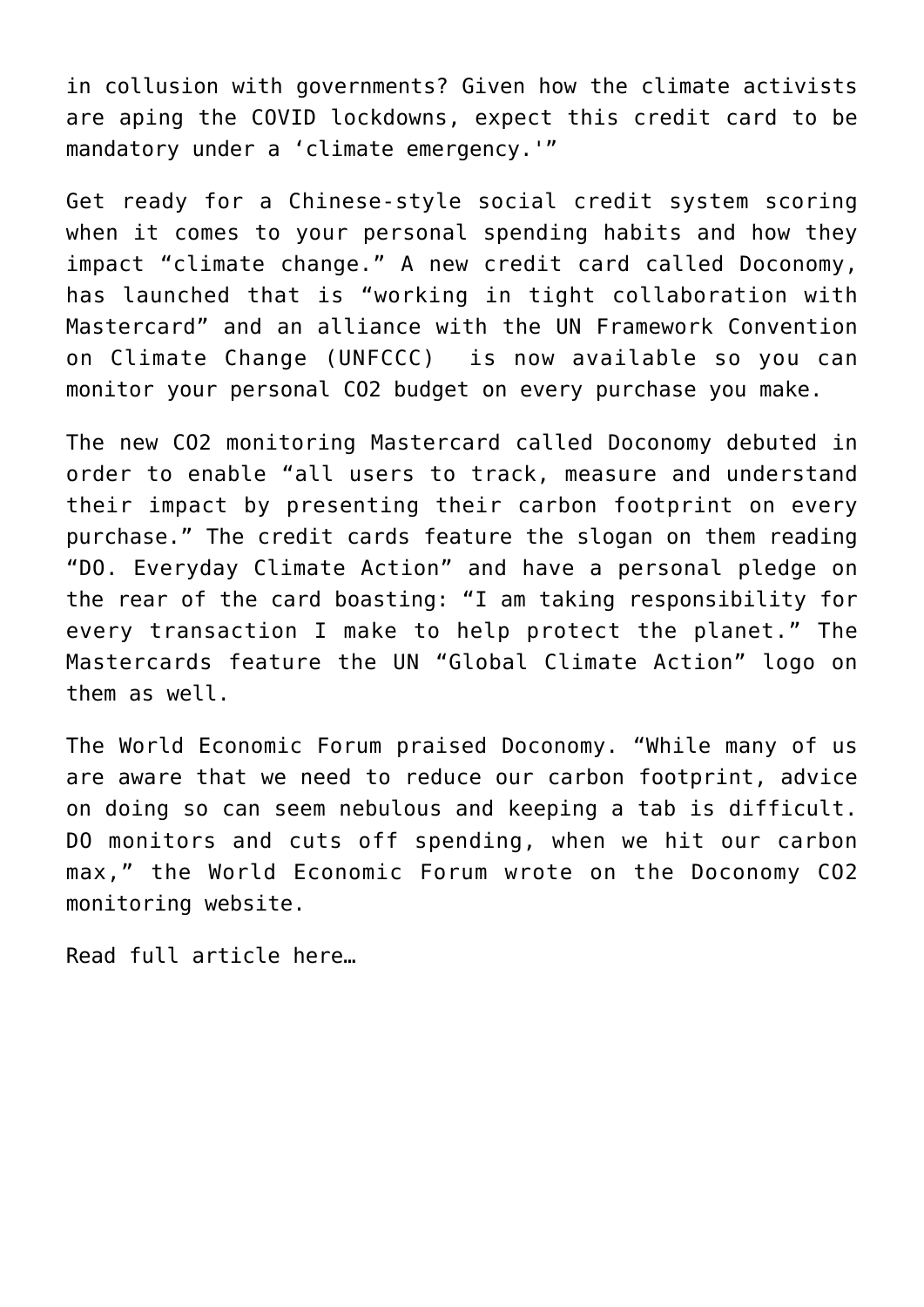in collusion with governments? Given how the climate activists are aping the COVID lockdowns, expect this credit card to be mandatory under a 'climate emergency.'"

Get ready for a Chinese-style social credit system scoring when it comes to your personal spending habits and how they impact "climate change." A new credit card called Doconomy, has launched that is "working in tight collaboration with Mastercard" and an alliance with the UN Framework Convention on Climate Change (UNFCCC) is now available so you can monitor your personal CO2 budget on every purchase you make.

The new CO2 monitoring Mastercard called Doconomy debuted in order to enable "all users to track, measure and understand their impact by presenting their carbon footprint on every purchase." The credit cards feature the slogan on them reading "DO. Everyday Climate Action" and have a personal pledge on the rear of the card boasting: "I am taking responsibility for every transaction I make to help protect the planet." The Mastercards feature the UN "Global Climate Action" logo on them as well.

The World Economic Forum praised Doconomy. "While many of us are aware that we need to reduce our carbon footprint, advice on doing so can seem nebulous and keeping a tab is difficult. DO monitors and cuts off spending, when we hit our carbon max," the World Economic Forum wrote on the Doconomy CO2 monitoring website.

Read full article here…